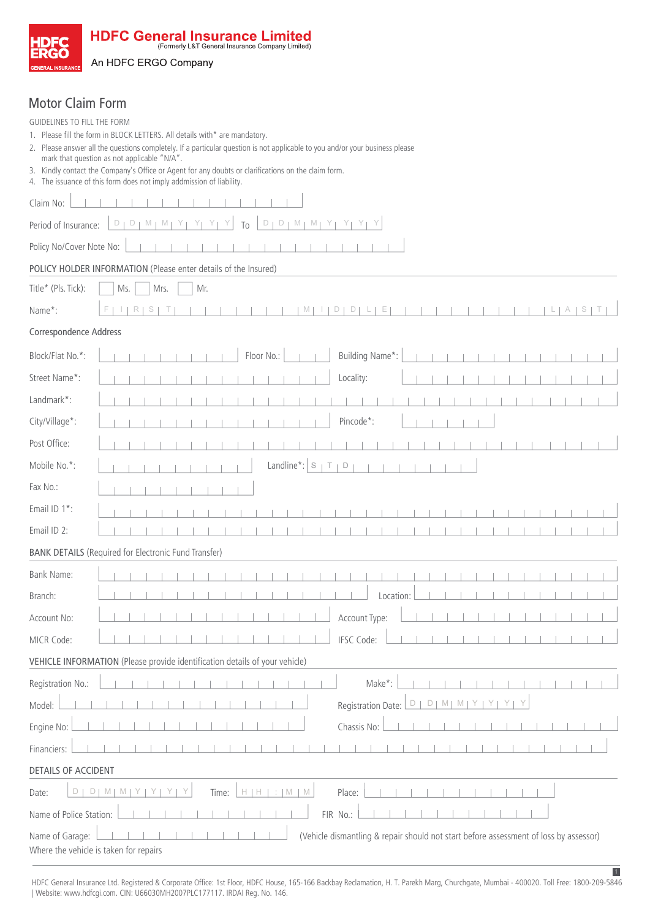**HDFC General Insurance Limited**
(Formerly L&T General Insurance Company Limited)
An HDFC ERGO Company

# Motor Claim Form

GUIDELINES TO FILL THE FORM

1. Please fill the form in BLOCK LETTERS. All details with* are mandatory.
2. Please answer all the questions completely. If a particular question is not applicable to you and/or your business please mark that question as not applicable "N/A".
3. Kindly contact the Company's Office or Agent for any doubts or clarifications on the claim form.
4. The issuance of this form does not imply addmission of liability.

Claim No:

Period of Insurance: D D M M Y Y Y Y To D D M M Y Y Y Y

Policy No/Cover Note No:

## POLICY HOLDER INFORMATION (Please enter details of the Insured)

Title* (Pls. Tick): ☐ Ms. ☐ Mrs. ☐ Mr.

Name*: FIRST MIDDLE LAST

### Correspondence Address

Block/Flat No.*: Floor No.: Building Name*:

Street Name*: Locality:

Landmark*:

City/Village*: Pincode*:

Post Office:

Mobile No.*: Landline*: STD

Fax No.:

Email ID 1*:

Email ID 2:

## BANK DETAILS (Required for Electronic Fund Transfer)

Bank Name:

Branch: Location:

Account No: Account Type:

MICR Code: IFSC Code:

## VEHICLE INFORMATION (Please provide identification details of your vehicle)

Registration No.: Make*:

Model: Registration Date: D D M M Y Y Y Y

Engine No: Chassis No:

Financiers:

## DETAILS OF ACCIDENT

Date: D D M M Y Y Y Y Time: H H : M M Place:

Name of Police Station: FIR No.:

Name of Garage: (Vehicle dismantling & repair should not start before assessment of loss by assessor)
Where the vehicle is taken for repairs

HDFC General Insurance Ltd. Registered & Corporate Office: 1st Floor, HDFC House, 165-166 Backbay Reclamation, H. T. Parekh Marg, Churchgate, Mumbai - 400020. Toll Free: 1800-209-5846 | Website: www.hdfcgi.com. CIN: U66030MH2007PLC177117. IRDAI Reg. No. 146.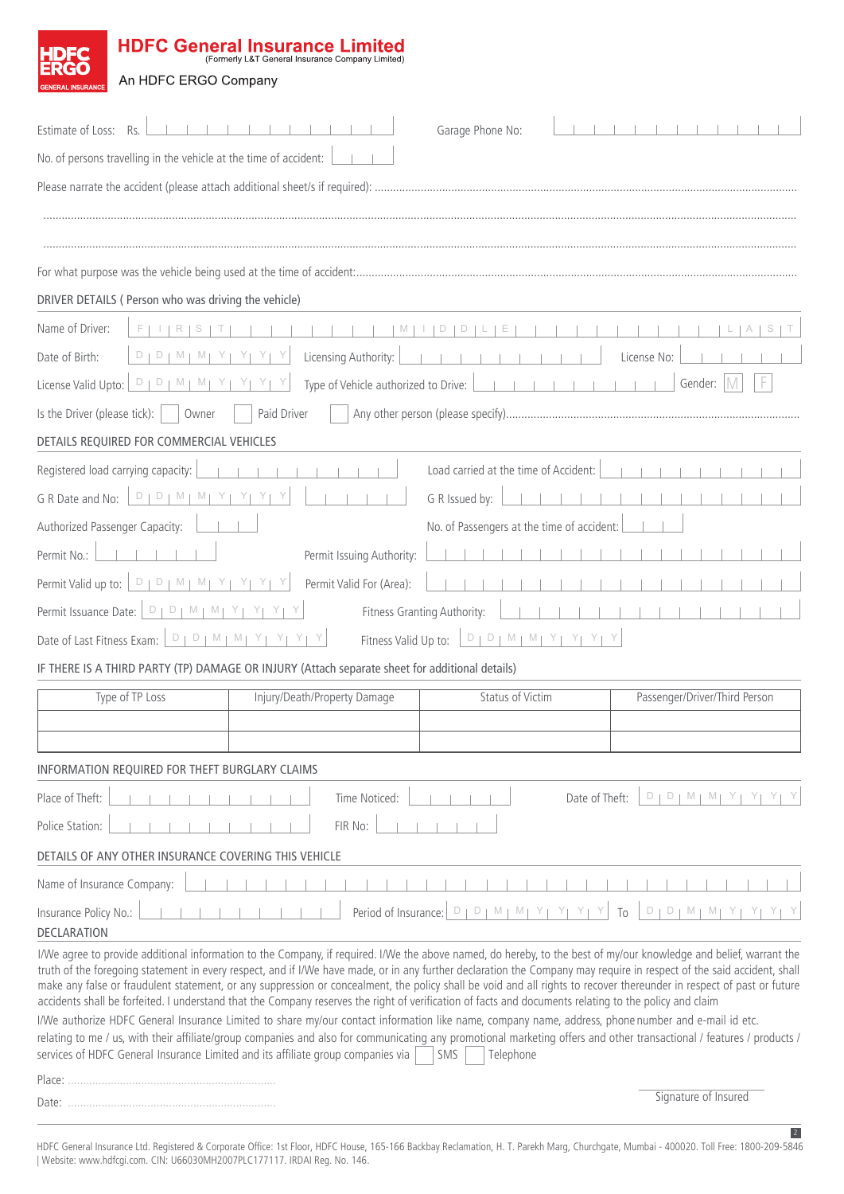**HDFC General Insurance Limited**
(Formerly L&T General Insurance Company Limited)
An HDFC ERGO Company

Estimate of Loss: Rs. 

Garage Phone No: 

No. of persons travelling in the vehicle at the time of accident: 

Please narrate the accident (please attach additional sheet/s if required): ..............................................................................................................................................

..............................................................................................................................................

..............................................................................................................................................

For what purpose was the vehicle being used at the time of accident:..............................................................................................................................................

## DRIVER DETAILS ( Person who was driving the vehicle)

Name of Driver: FIRST | MIDDLE | LAST

Date of Birth: DD MM YYYY

Licensing Authority: 

License No: 

License Valid Upto: DD MM YYYY

Type of Vehicle authorized to Drive: 

Gender: M F

Is the Driver (please tick): ☐ Owner ☐ Paid Driver ☐ Any other person (please specify)..............................................................................................................................................

## DETAILS REQUIRED FOR COMMERCIAL VEHICLES

Registered load carrying capacity: 

Load carried at the time of Accident: 

G R Date and No: DD MM YYYY 

G R Issued by: 

Authorized Passenger Capacity: 

No. of Passengers at the time of accident: 

Permit No.: 

Permit Issuing Authority: 

Permit Valid up to: DD MM YYYY

Permit Valid For (Area): 

Permit Issuance Date: DD MM YYYY

Fitness Granting Authority: 

Date of Last Fitness Exam: DD MM YYYY

Fitness Valid Up to: DD MM YYYY

## IF THERE IS A THIRD PARTY (TP) DAMAGE OR INJURY (Attach separate sheet for additional details)

| Type of TP Loss | Injury/Death/Property Damage | Status of Victim | Passenger/Driver/Third Person |
|---|---|---|---|
| | | | |
| | | | |

## INFORMATION REQUIRED FOR THEFT BURGLARY CLAIMS

Place of Theft: 

Time Noticed: 

Date of Theft: DD MM YYYY

Police Station: 

FIR No: 

## DETAILS OF ANY OTHER INSURANCE COVERING THIS VEHICLE

Name of Insurance Company: 

Insurance Policy No.: 

Period of Insurance: DD MM YYYY To DD MM YYYY

## DECLARATION

I/We agree to provide additional information to the Company, if required. I/We the above named, do hereby, to the best of my/our knowledge and belief, warrant the truth of the foregoing statement in every respect, and if I/We have made, or in any further declaration the Company may require in respect of the said accident, shall make any false or fraudulent statement, or any suppression or concealment, the policy shall be void and all rights to recover thereunder in respect of past or future accidents shall be forfeited. I understand that the Company reserves the right of verification of facts and documents relating to the policy and claim

I/We authorize HDFC General Insurance Limited to share my/our contact information like name, company name, address, phone number and e-mail id etc. relating to me / us, with their affiliate/group companies and also for communicating any promotional marketing offers and other transactional / features / products / services of HDFC General Insurance Limited and its affiliate group companies via ☐ SMS ☐ Telephone

Place: ..............................................................

Date: ..............................................................

Signature of Insured

HDFC General Insurance Ltd. Registered & Corporate Office: 1st Floor, HDFC House, 165-166 Backbay Reclamation, H. T. Parekh Marg, Churchgate, Mumbai - 400020. Toll Free: 1800-209-5846 | Website: www.hdfcgi.com. CIN: U66030MH2007PLC177117. IRDAI Reg. No. 146.